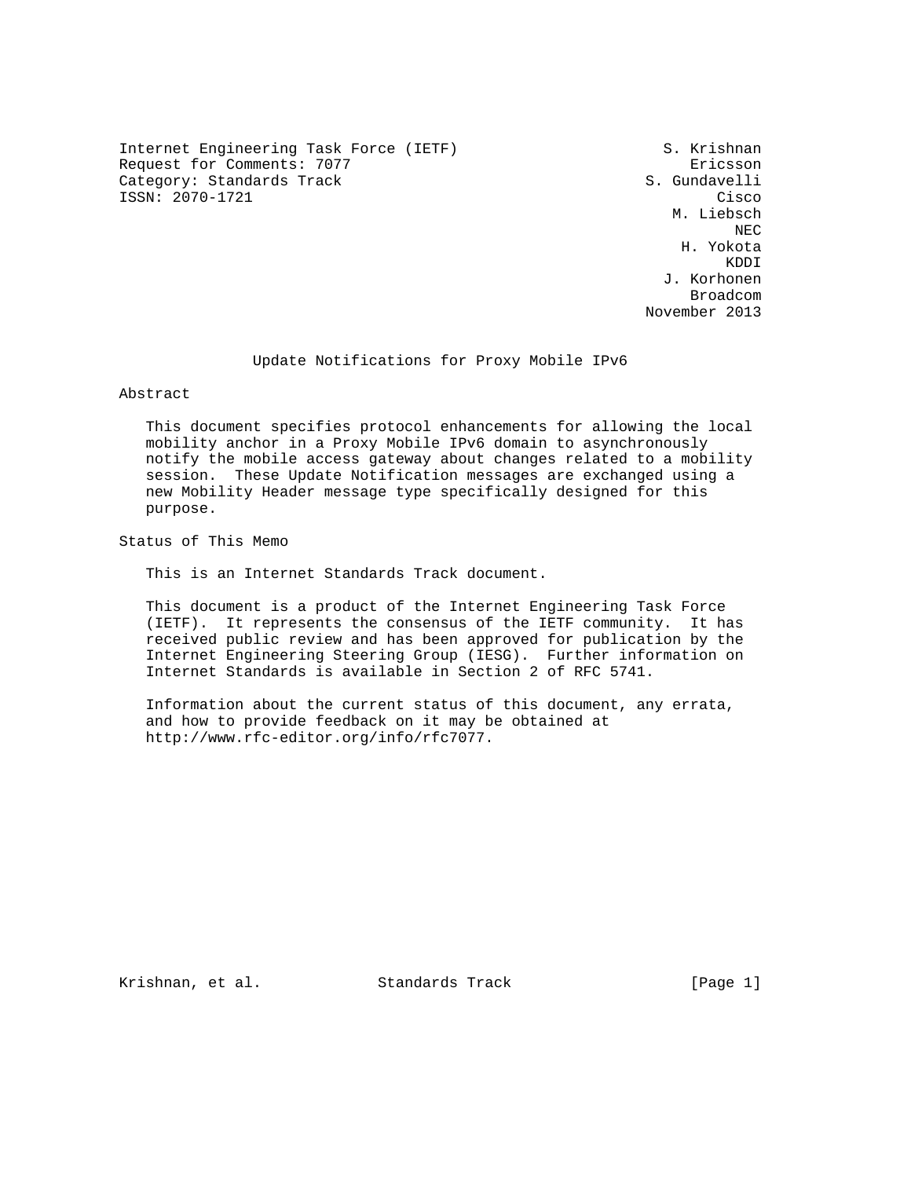Internet Engineering Task Force (IETF) — S. Krishnan, Ericsson
Request for Comments: 7077 — S. Gundavelli, Cisco
Category: Standards Track — M. Liebsch, NEC
ISSN: 2070-1721 — H. Yokota, KDDI
J. Korhonen, Broadcom
November 2013

# Update Notifications for Proxy Mobile IPv6

## Abstract

This document specifies protocol enhancements for allowing the local mobility anchor in a Proxy Mobile IPv6 domain to asynchronously notify the mobile access gateway about changes related to a mobility session. These Update Notification messages are exchanged using a new Mobility Header message type specifically designed for this purpose.

## Status of This Memo

This is an Internet Standards Track document.

This document is a product of the Internet Engineering Task Force (IETF). It represents the consensus of the IETF community. It has received public review and has been approved for publication by the Internet Engineering Steering Group (IESG). Further information on Internet Standards is available in Section 2 of RFC 5741.

Information about the current status of this document, any errata, and how to provide feedback on it may be obtained at http://www.rfc-editor.org/info/rfc7077.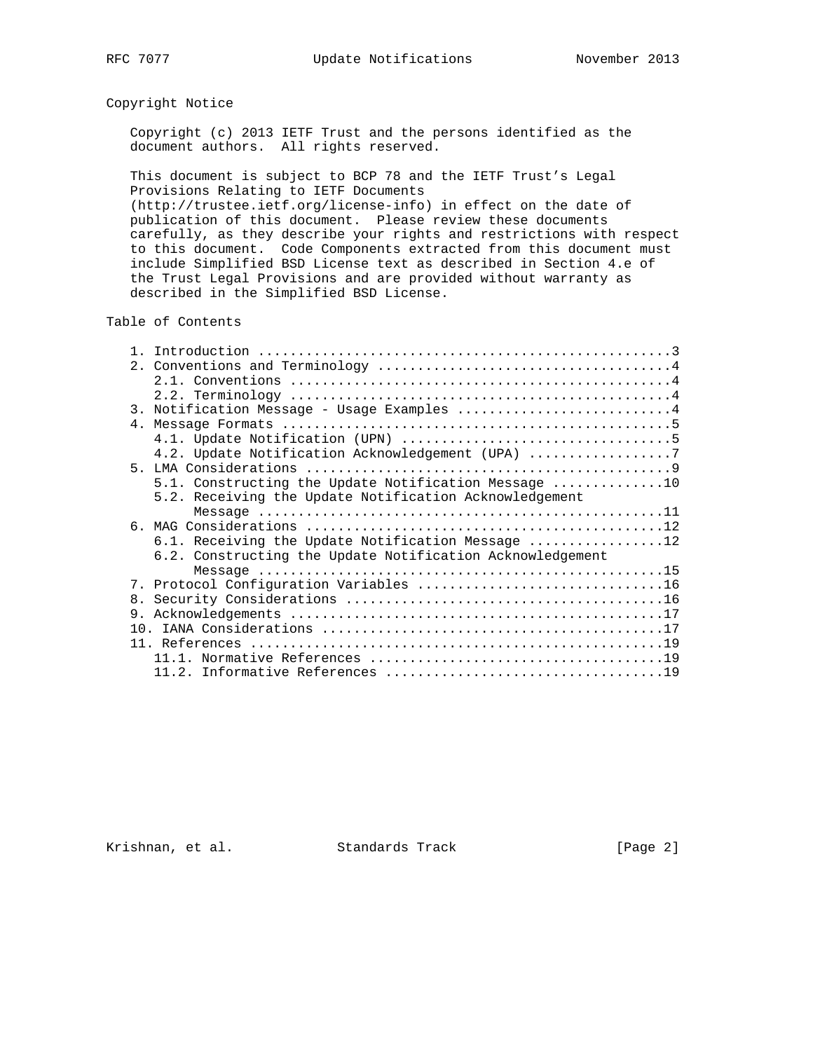## Copyright Notice

Copyright (c) 2013 IETF Trust and the persons identified as the document authors. All rights reserved.

This document is subject to BCP 78 and the IETF Trust's Legal Provisions Relating to IETF Documents (http://trustee.ietf.org/license-info) in effect on the date of publication of this document. Please review these documents carefully, as they describe your rights and restrictions with respect to this document. Code Components extracted from this document must include Simplified BSD License text as described in Section 4.e of the Trust Legal Provisions and are provided without warranty as described in the Simplified BSD License.

## Table of Contents

```
   1. Introduction ....................................................3
   2. Conventions and Terminology .....................................4
      2.1. Conventions ................................................4
      2.2. Terminology ................................................4
   3. Notification Message - Usage Examples ...........................4
   4. Message Formats .................................................5
      4.1. Update Notification (UPN) ..................................5
      4.2. Update Notification Acknowledgement (UPA) ..................7
   5. LMA Considerations ..............................................9
      5.1. Constructing the Update Notification Message ..............10
      5.2. Receiving the Update Notification Acknowledgement
           Message ...................................................11
   6. MAG Considerations .............................................12
      6.1. Receiving the Update Notification Message .................12
      6.2. Constructing the Update Notification Acknowledgement
           Message ...................................................15
   7. Protocol Configuration Variables ...............................16
   8. Security Considerations ........................................16
   9. Acknowledgements ...............................................17
   10. IANA Considerations ...........................................17
   11. References ....................................................19
      11.1. Normative References .....................................19
      11.2. Informative References ...................................19
```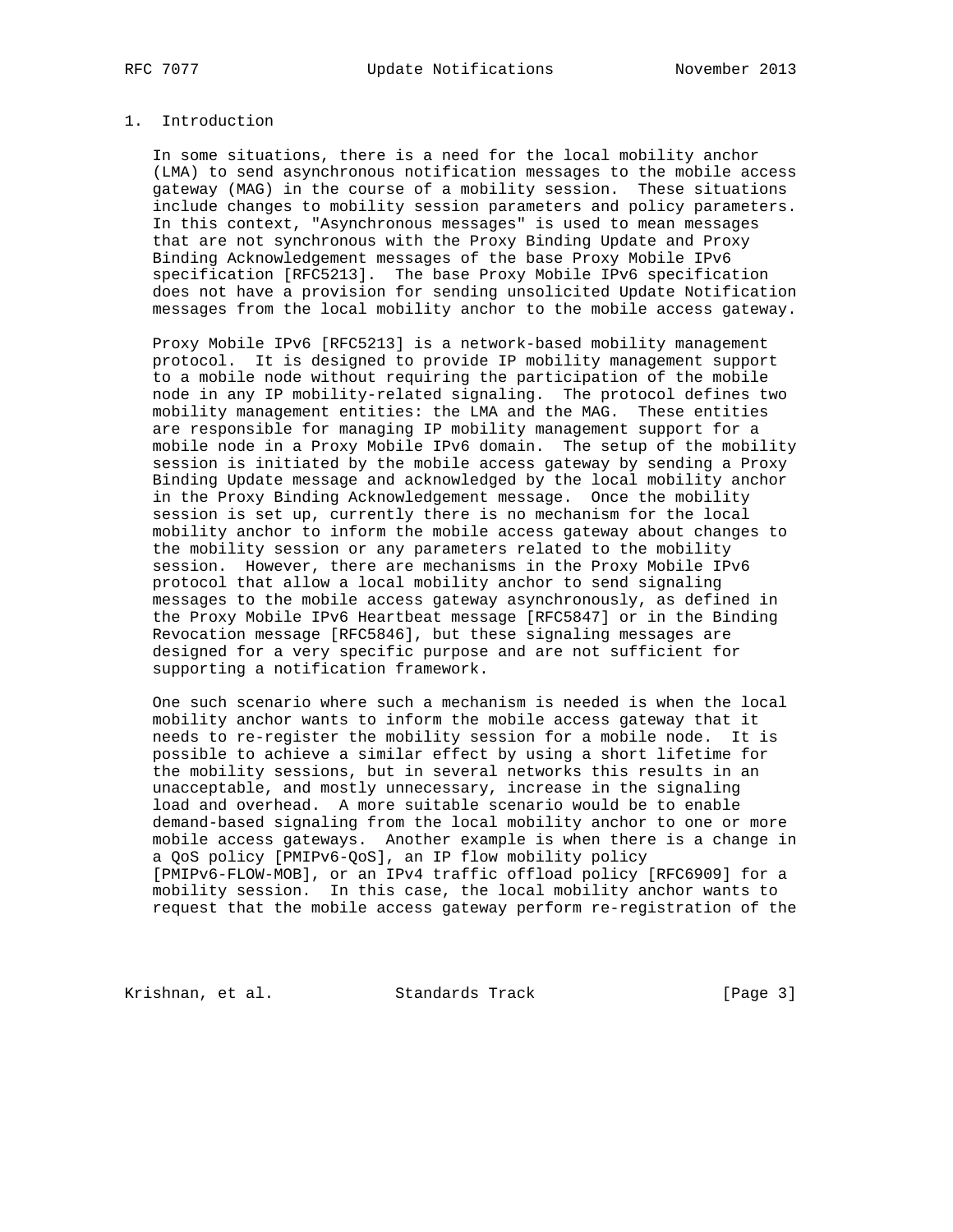# 1. Introduction

In some situations, there is a need for the local mobility anchor (LMA) to send asynchronous notification messages to the mobile access gateway (MAG) in the course of a mobility session. These situations include changes to mobility session parameters and policy parameters. In this context, "Asynchronous messages" is used to mean messages that are not synchronous with the Proxy Binding Update and Proxy Binding Acknowledgement messages of the base Proxy Mobile IPv6 specification [RFC5213]. The base Proxy Mobile IPv6 specification does not have a provision for sending unsolicited Update Notification messages from the local mobility anchor to the mobile access gateway.

Proxy Mobile IPv6 [RFC5213] is a network-based mobility management protocol. It is designed to provide IP mobility management support to a mobile node without requiring the participation of the mobile node in any IP mobility-related signaling. The protocol defines two mobility management entities: the LMA and the MAG. These entities are responsible for managing IP mobility management support for a mobile node in a Proxy Mobile IPv6 domain. The setup of the mobility session is initiated by the mobile access gateway by sending a Proxy Binding Update message and acknowledged by the local mobility anchor in the Proxy Binding Acknowledgement message. Once the mobility session is set up, currently there is no mechanism for the local mobility anchor to inform the mobile access gateway about changes to the mobility session or any parameters related to the mobility session. However, there are mechanisms in the Proxy Mobile IPv6 protocol that allow a local mobility anchor to send signaling messages to the mobile access gateway asynchronously, as defined in the Proxy Mobile IPv6 Heartbeat message [RFC5847] or in the Binding Revocation message [RFC5846], but these signaling messages are designed for a very specific purpose and are not sufficient for supporting a notification framework.

One such scenario where such a mechanism is needed is when the local mobility anchor wants to inform the mobile access gateway that it needs to re-register the mobility session for a mobile node. It is possible to achieve a similar effect by using a short lifetime for the mobility sessions, but in several networks this results in an unacceptable, and mostly unnecessary, increase in the signaling load and overhead. A more suitable scenario would be to enable demand-based signaling from the local mobility anchor to one or more mobile access gateways. Another example is when there is a change in a QoS policy [PMIPv6-QoS], an IP flow mobility policy [PMIPv6-FLOW-MOB], or an IPv4 traffic offload policy [RFC6909] for a mobility session. In this case, the local mobility anchor wants to request that the mobile access gateway perform re-registration of the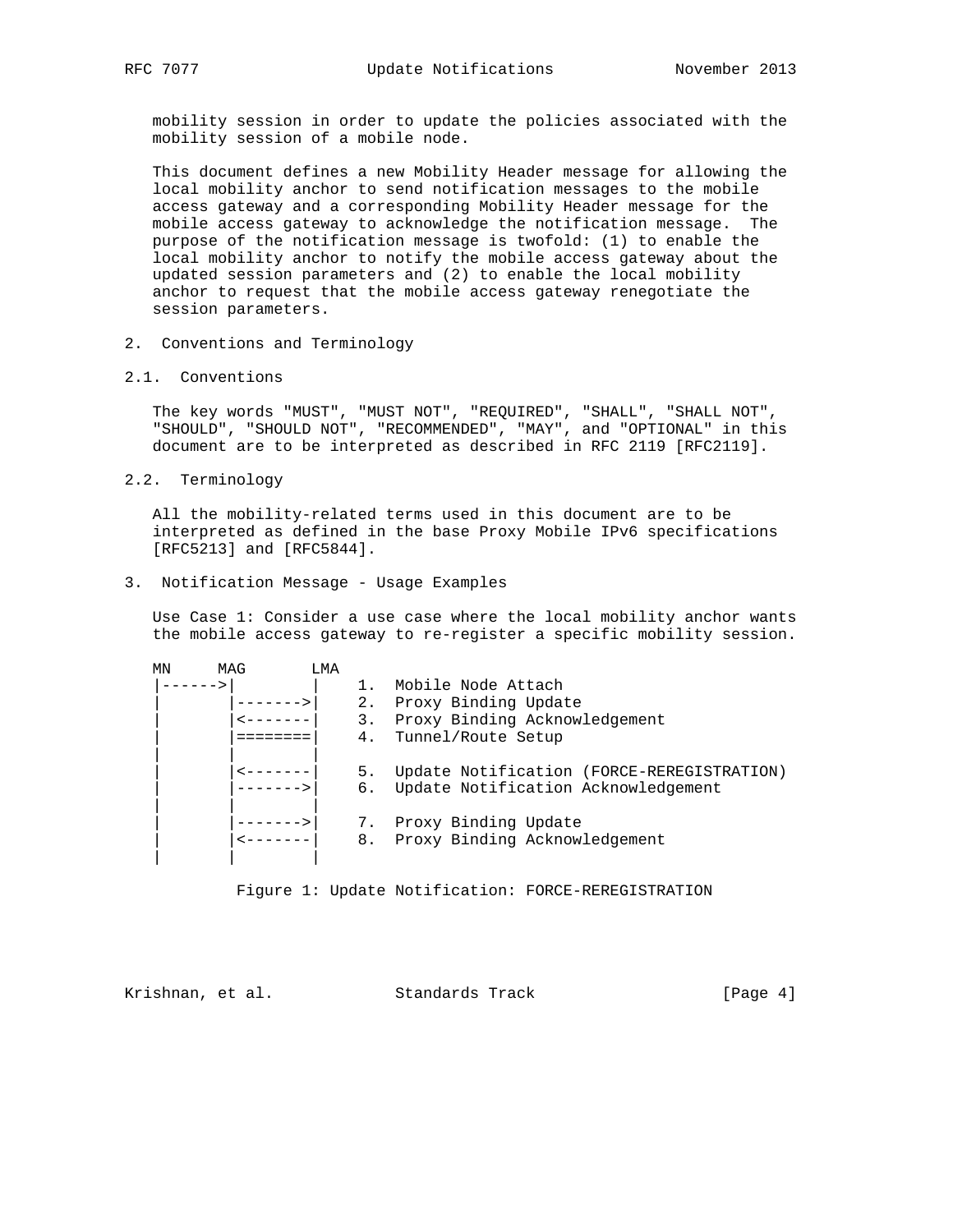mobility session in order to update the policies associated with the mobility session of a mobile node.

This document defines a new Mobility Header message for allowing the local mobility anchor to send notification messages to the mobile access gateway and a corresponding Mobility Header message for the mobile access gateway to acknowledge the notification message. The purpose of the notification message is twofold: (1) to enable the local mobility anchor to notify the mobile access gateway about the updated session parameters and (2) to enable the local mobility anchor to request that the mobile access gateway renegotiate the session parameters.

## 2. Conventions and Terminology

### 2.1. Conventions

The key words "MUST", "MUST NOT", "REQUIRED", "SHALL", "SHALL NOT", "SHOULD", "SHOULD NOT", "RECOMMENDED", "MAY", and "OPTIONAL" in this document are to be interpreted as described in RFC 2119 [RFC2119].

### 2.2. Terminology

All the mobility-related terms used in this document are to be interpreted as defined in the base Proxy Mobile IPv6 specifications [RFC5213] and [RFC5844].

## 3. Notification Message - Usage Examples

Use Case 1: Consider a use case where the local mobility anchor wants the mobile access gateway to re-register a specific mobility session.

```
MN     MAG       LMA
|------>|         |    1.  Mobile Node Attach
|       |-------->|    2.  Proxy Binding Update
|       |<--------|    3.  Proxy Binding Acknowledgement
|       |=========|    4.  Tunnel/Route Setup
|       |         |
|       |<--------|    5.  Update Notification (FORCE-REREGISTRATION)
|       |-------->|    6.  Update Notification Acknowledgement
|       |         |
|       |-------->|    7.  Proxy Binding Update
|       |<--------|    8.  Proxy Binding Acknowledgement
|       |         |
```

Figure 1: Update Notification: FORCE-REREGISTRATION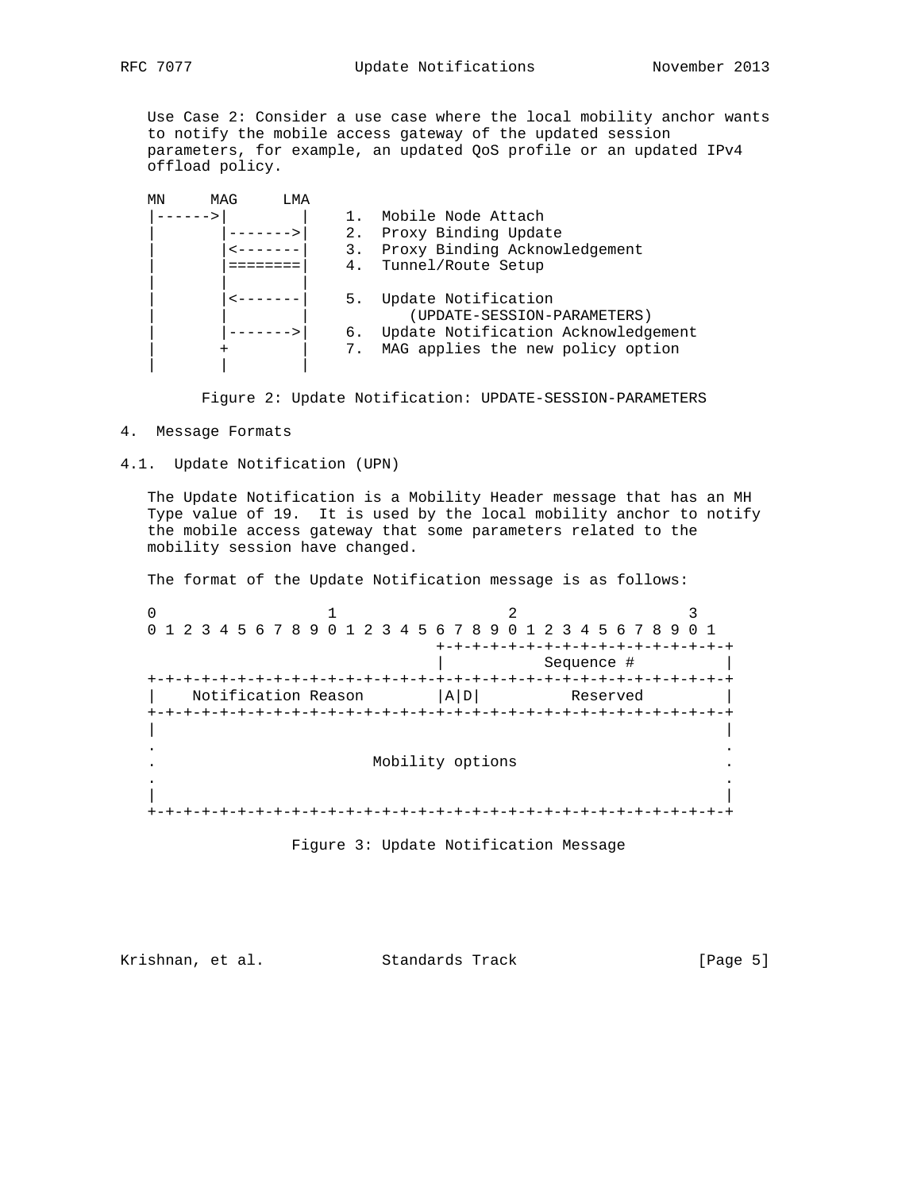Use Case 2: Consider a use case where the local mobility anchor wants to notify the mobile access gateway of the updated session parameters, for example, an updated QoS profile or an updated IPv4 offload policy.

```
MN     MAG     LMA
|------>|       |    1.  Mobile Node Attach
|       |------->|    2.  Proxy Binding Update
|       |<-------|    3.  Proxy Binding Acknowledgement
|       |========|    4.  Tunnel/Route Setup
|       |        |
|       |<-------|    5.  Update Notification
|       |        |          (UPDATE-SESSION-PARAMETERS)
|       |------->|    6.  Update Notification Acknowledgement
|       +        |    7.  MAG applies the new policy option
|       |        |
```

Figure 2: Update Notification: UPDATE-SESSION-PARAMETERS

## 4. Message Formats

### 4.1. Update Notification (UPN)

The Update Notification is a Mobility Header message that has an MH Type value of 19. It is used by the local mobility anchor to notify the mobile access gateway that some parameters related to the mobility session have changed.

The format of the Update Notification message is as follows:

```
 0                   1                   2                   3
 0 1 2 3 4 5 6 7 8 9 0 1 2 3 4 5 6 7 8 9 0 1 2 3 4 5 6 7 8 9 0 1
                                +-+-+-+-+-+-+-+-+-+-+-+-+-+-+-+-+
                                |           Sequence #          |
+-+-+-+-+-+-+-+-+-+-+-+-+-+-+-+-+-+-+-+-+-+-+-+-+-+-+-+-+-+-+-+-+
|    Notification Reason        |A|D|          Reserved         |
+-+-+-+-+-+-+-+-+-+-+-+-+-+-+-+-+-+-+-+-+-+-+-+-+-+-+-+-+-+-+-+-+
|                                                               |
.                                                               .
.                       Mobility options                        .
.                                                               .
|                                                               |
+-+-+-+-+-+-+-+-+-+-+-+-+-+-+-+-+-+-+-+-+-+-+-+-+-+-+-+-+-+-+-+-+
```

Figure 3: Update Notification Message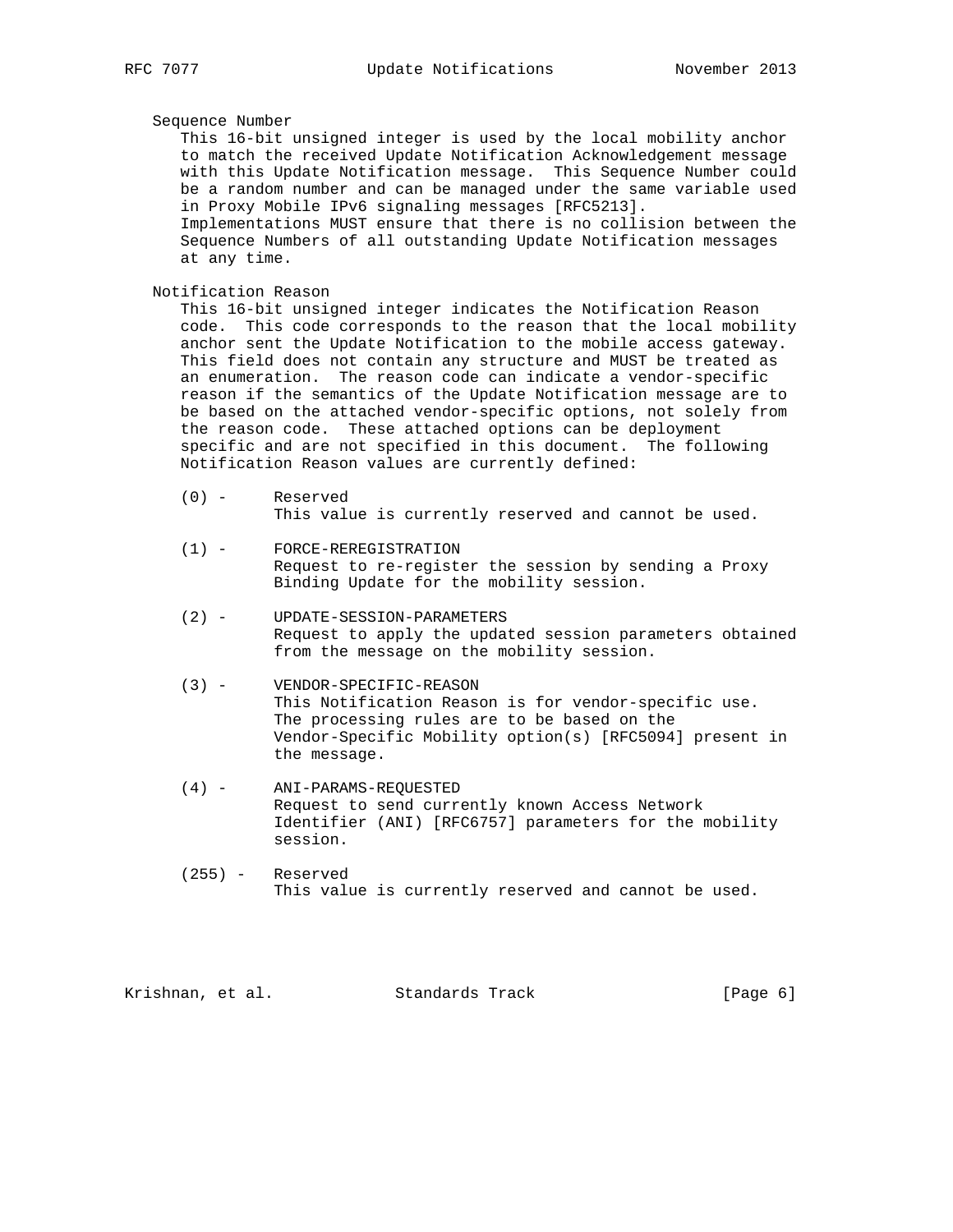Sequence Number

This 16-bit unsigned integer is used by the local mobility anchor to match the received Update Notification Acknowledgement message with this Update Notification message. This Sequence Number could be a random number and can be managed under the same variable used in Proxy Mobile IPv6 signaling messages [RFC5213]. Implementations MUST ensure that there is no collision between the Sequence Numbers of all outstanding Update Notification messages at any time.

Notification Reason

This 16-bit unsigned integer indicates the Notification Reason code. This code corresponds to the reason that the local mobility anchor sent the Update Notification to the mobile access gateway. This field does not contain any structure and MUST be treated as an enumeration. The reason code can indicate a vendor-specific reason if the semantics of the Update Notification message are to be based on the attached vendor-specific options, not solely from the reason code. These attached options can be deployment specific and are not specified in this document. The following Notification Reason values are currently defined:

- (0) - Reserved
  This value is currently reserved and cannot be used.

- (1) - FORCE-REREGISTRATION
  Request to re-register the session by sending a Proxy Binding Update for the mobility session.

- (2) - UPDATE-SESSION-PARAMETERS
  Request to apply the updated session parameters obtained from the message on the mobility session.

- (3) - VENDOR-SPECIFIC-REASON
  This Notification Reason is for vendor-specific use. The processing rules are to be based on the Vendor-Specific Mobility option(s) [RFC5094] present in the message.

- (4) - ANI-PARAMS-REQUESTED
  Request to send currently known Access Network Identifier (ANI) [RFC6757] parameters for the mobility session.

- (255) - Reserved
  This value is currently reserved and cannot be used.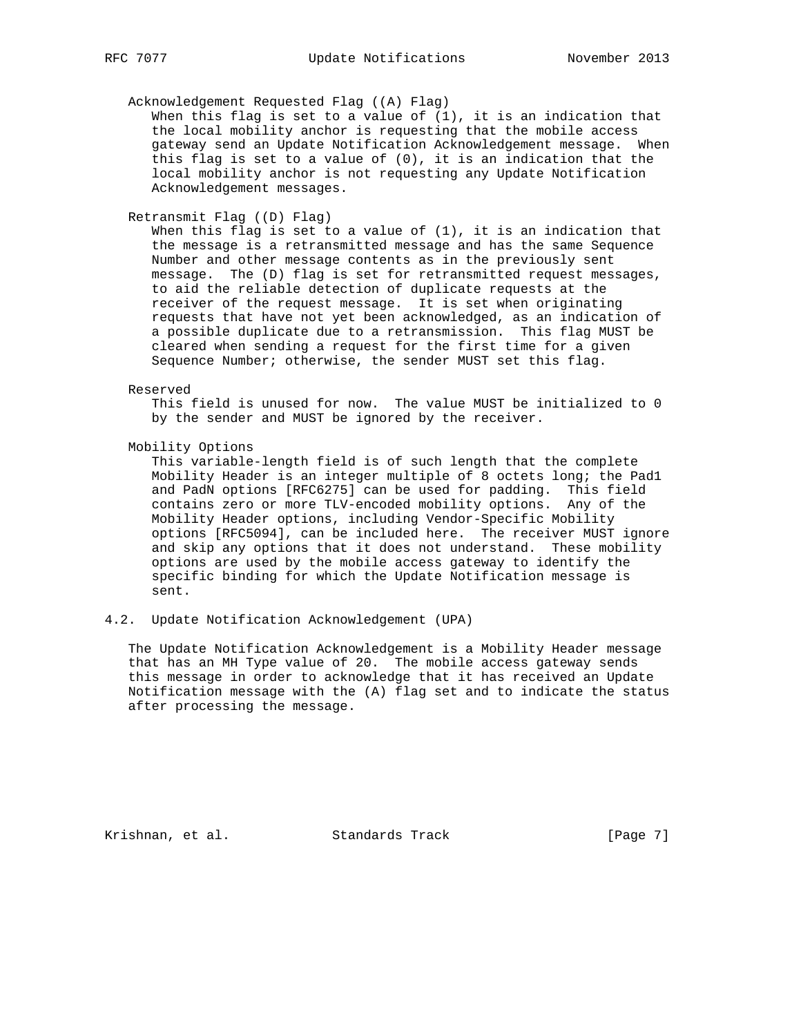Acknowledgement Requested Flag ((A) Flag)
When this flag is set to a value of (1), it is an indication that the local mobility anchor is requesting that the mobile access gateway send an Update Notification Acknowledgement message. When this flag is set to a value of (0), it is an indication that the local mobility anchor is not requesting any Update Notification Acknowledgement messages.

Retransmit Flag ((D) Flag)
When this flag is set to a value of (1), it is an indication that the message is a retransmitted message and has the same Sequence Number and other message contents as in the previously sent message. The (D) flag is set for retransmitted request messages, to aid the reliable detection of duplicate requests at the receiver of the request message. It is set when originating requests that have not yet been acknowledged, as an indication of a possible duplicate due to a retransmission. This flag MUST be cleared when sending a request for the first time for a given Sequence Number; otherwise, the sender MUST set this flag.

Reserved
This field is unused for now. The value MUST be initialized to 0 by the sender and MUST be ignored by the receiver.

Mobility Options
This variable-length field is of such length that the complete Mobility Header is an integer multiple of 8 octets long; the Pad1 and PadN options [RFC6275] can be used for padding. This field contains zero or more TLV-encoded mobility options. Any of the Mobility Header options, including Vendor-Specific Mobility options [RFC5094], can be included here. The receiver MUST ignore and skip any options that it does not understand. These mobility options are used by the mobile access gateway to identify the specific binding for which the Update Notification message is sent.

## 4.2. Update Notification Acknowledgement (UPA)

The Update Notification Acknowledgement is a Mobility Header message that has an MH Type value of 20. The mobile access gateway sends this message in order to acknowledge that it has received an Update Notification message with the (A) flag set and to indicate the status after processing the message.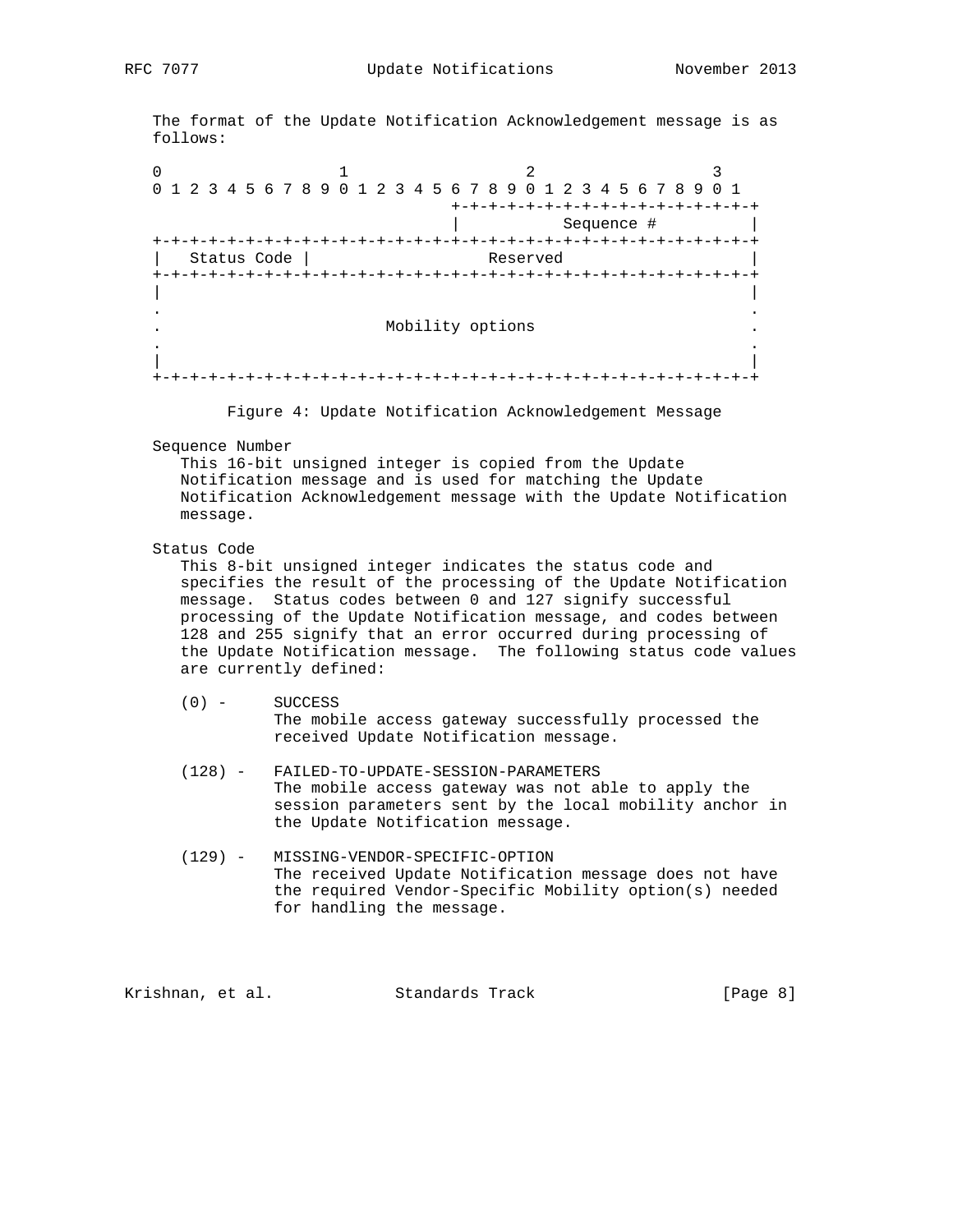The format of the Update Notification Acknowledgement message is as follows:

```
 0                   1                   2                   3
 0 1 2 3 4 5 6 7 8 9 0 1 2 3 4 5 6 7 8 9 0 1 2 3 4 5 6 7 8 9 0 1
                                +-+-+-+-+-+-+-+-+-+-+-+-+-+-+-+-+
                                |           Sequence #          |
+-+-+-+-+-+-+-+-+-+-+-+-+-+-+-+-+-+-+-+-+-+-+-+-+-+-+-+-+-+-+-+-+
|  Status Code  |                  Reserved                     |
+-+-+-+-+-+-+-+-+-+-+-+-+-+-+-+-+-+-+-+-+-+-+-+-+-+-+-+-+-+-+-+-+
|                                                               |
.                                                               .
.                       Mobility options                        .
.                                                               .
|                                                               |
+-+-+-+-+-+-+-+-+-+-+-+-+-+-+-+-+-+-+-+-+-+-+-+-+-+-+-+-+-+-+-+-+
```

Figure 4: Update Notification Acknowledgement Message

Sequence Number
  This 16-bit unsigned integer is copied from the Update Notification message and is used for matching the Update Notification Acknowledgement message with the Update Notification message.

Status Code
  This 8-bit unsigned integer indicates the status code and specifies the result of the processing of the Update Notification message. Status codes between 0 and 127 signify successful processing of the Update Notification message, and codes between 128 and 255 signify that an error occurred during processing of the Update Notification message. The following status code values are currently defined:

  (0) - SUCCESS
  The mobile access gateway successfully processed the received Update Notification message.

  (128) - FAILED-TO-UPDATE-SESSION-PARAMETERS
  The mobile access gateway was not able to apply the session parameters sent by the local mobility anchor in the Update Notification message.

  (129) - MISSING-VENDOR-SPECIFIC-OPTION
  The received Update Notification message does not have the required Vendor-Specific Mobility option(s) needed for handling the message.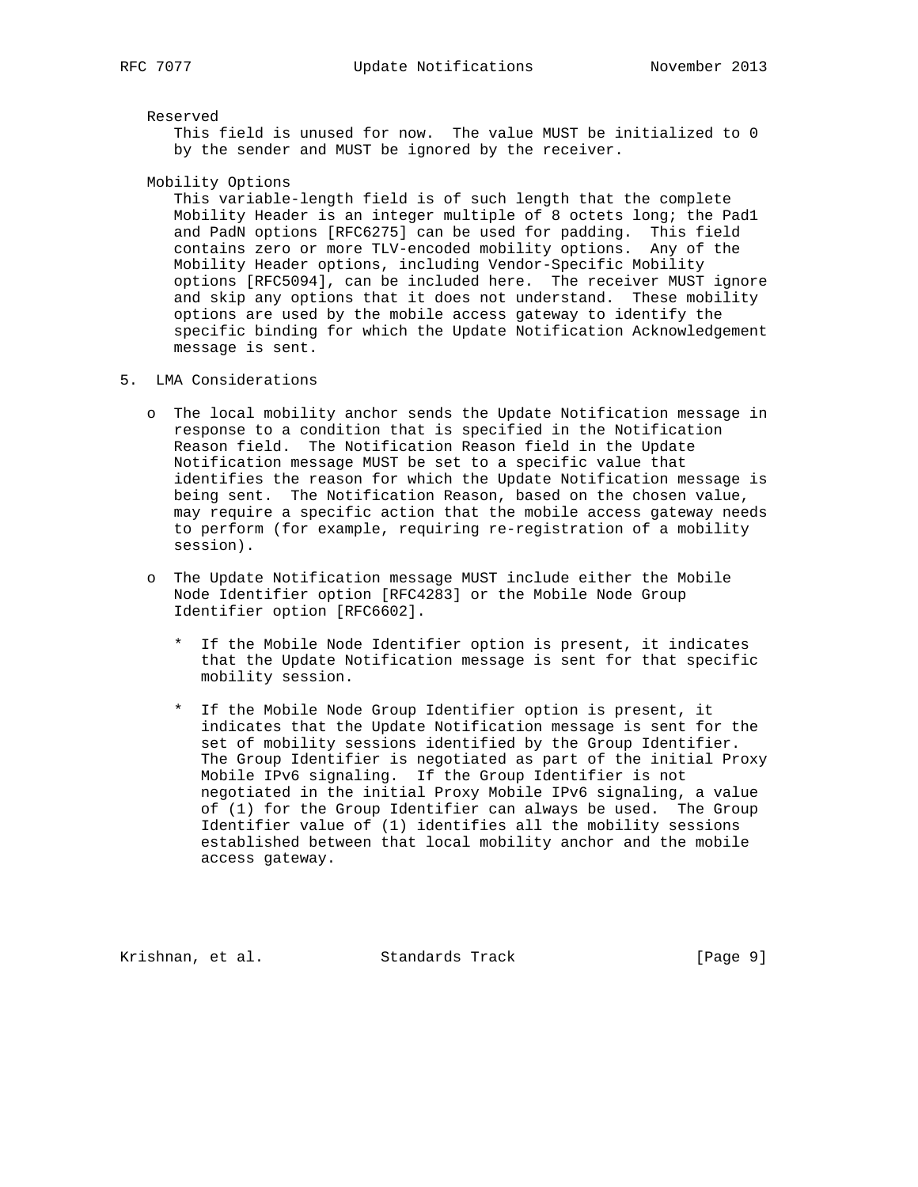Reserved

This field is unused for now. The value MUST be initialized to 0 by the sender and MUST be ignored by the receiver.

Mobility Options

This variable-length field is of such length that the complete Mobility Header is an integer multiple of 8 octets long; the Pad1 and PadN options [RFC6275] can be used for padding. This field contains zero or more TLV-encoded mobility options. Any of the Mobility Header options, including Vendor-Specific Mobility options [RFC5094], can be included here. The receiver MUST ignore and skip any options that it does not understand. These mobility options are used by the mobile access gateway to identify the specific binding for which the Update Notification Acknowledgement message is sent.

## 5. LMA Considerations

- The local mobility anchor sends the Update Notification message in response to a condition that is specified in the Notification Reason field. The Notification Reason field in the Update Notification message MUST be set to a specific value that identifies the reason for which the Update Notification message is being sent. The Notification Reason, based on the chosen value, may require a specific action that the mobile access gateway needs to perform (for example, requiring re-registration of a mobility session).

- The Update Notification message MUST include either the Mobile Node Identifier option [RFC4283] or the Mobile Node Group Identifier option [RFC6602].

  * If the Mobile Node Identifier option is present, it indicates that the Update Notification message is sent for that specific mobility session.

  * If the Mobile Node Group Identifier option is present, it indicates that the Update Notification message is sent for the set of mobility sessions identified by the Group Identifier. The Group Identifier is negotiated as part of the initial Proxy Mobile IPv6 signaling. If the Group Identifier is not negotiated in the initial Proxy Mobile IPv6 signaling, a value of (1) for the Group Identifier can always be used. The Group Identifier value of (1) identifies all the mobility sessions established between that local mobility anchor and the mobile access gateway.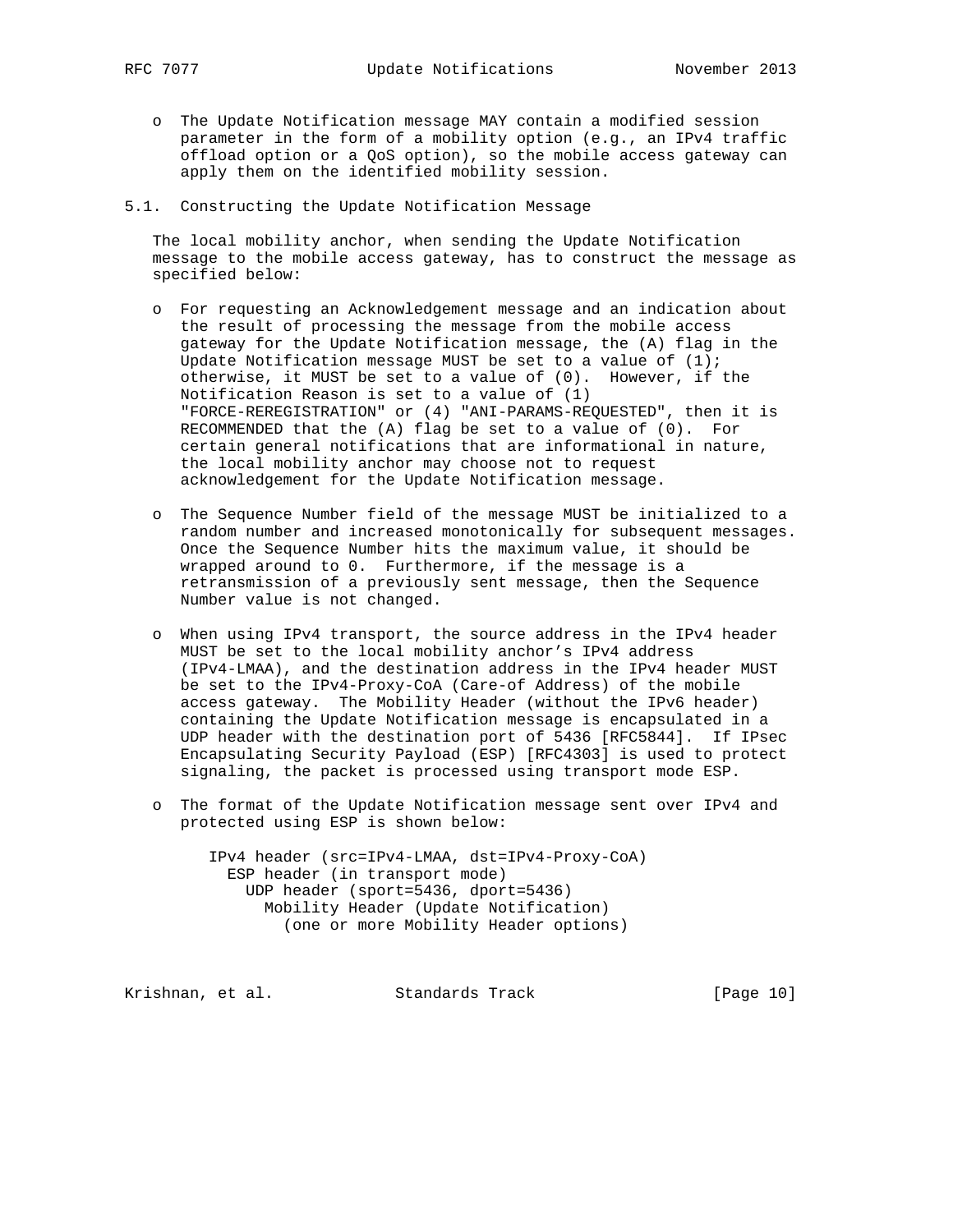- The Update Notification message MAY contain a modified session parameter in the form of a mobility option (e.g., an IPv4 traffic offload option or a QoS option), so the mobile access gateway can apply them on the identified mobility session.

### 5.1. Constructing the Update Notification Message

The local mobility anchor, when sending the Update Notification message to the mobile access gateway, has to construct the message as specified below:

- For requesting an Acknowledgement message and an indication about the result of processing the message from the mobile access gateway for the Update Notification message, the (A) flag in the Update Notification message MUST be set to a value of (1); otherwise, it MUST be set to a value of (0). However, if the Notification Reason is set to a value of (1) "FORCE-REREGISTRATION" or (4) "ANI-PARAMS-REQUESTED", then it is RECOMMENDED that the (A) flag be set to a value of (0). For certain general notifications that are informational in nature, the local mobility anchor may choose not to request acknowledgement for the Update Notification message.

- The Sequence Number field of the message MUST be initialized to a random number and increased monotonically for subsequent messages. Once the Sequence Number hits the maximum value, it should be wrapped around to 0. Furthermore, if the message is a retransmission of a previously sent message, then the Sequence Number value is not changed.

- When using IPv4 transport, the source address in the IPv4 header MUST be set to the local mobility anchor's IPv4 address (IPv4-LMAA), and the destination address in the IPv4 header MUST be set to the IPv4-Proxy-CoA (Care-of Address) of the mobile access gateway. The Mobility Header (without the IPv6 header) containing the Update Notification message is encapsulated in a UDP header with the destination port of 5436 [RFC5844]. If IPsec Encapsulating Security Payload (ESP) [RFC4303] is used to protect signaling, the packet is processed using transport mode ESP.

- The format of the Update Notification message sent over IPv4 and protected using ESP is shown below:

```
IPv4 header (src=IPv4-LMAA, dst=IPv4-Proxy-CoA)
  ESP header (in transport mode)
    UDP header (sport=5436, dport=5436)
      Mobility Header (Update Notification)
        (one or more Mobility Header options)
```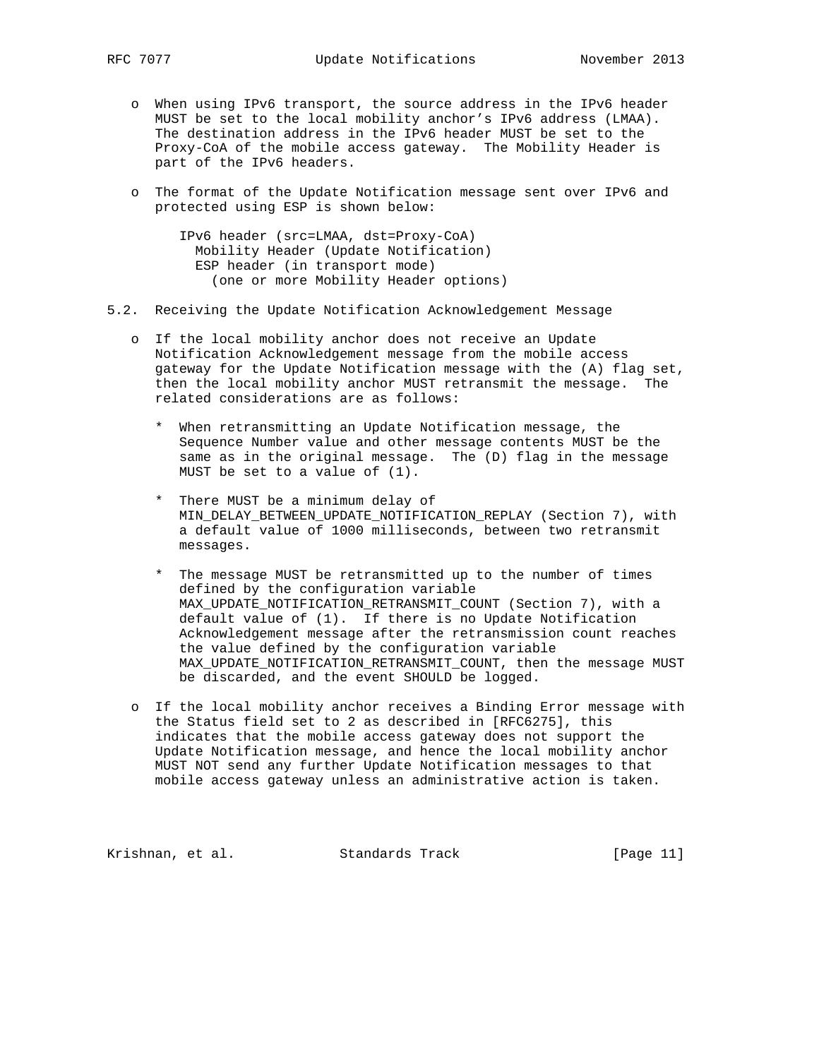- When using IPv6 transport, the source address in the IPv6 header MUST be set to the local mobility anchor's IPv6 address (LMAA). The destination address in the IPv6 header MUST be set to the Proxy-CoA of the mobile access gateway. The Mobility Header is part of the IPv6 headers.

- The format of the Update Notification message sent over IPv6 and protected using ESP is shown below:

```
IPv6 header (src=LMAA, dst=Proxy-CoA)
  Mobility Header (Update Notification)
  ESP header (in transport mode)
    (one or more Mobility Header options)
```

### 5.2. Receiving the Update Notification Acknowledgement Message

- If the local mobility anchor does not receive an Update Notification Acknowledgement message from the mobile access gateway for the Update Notification message with the (A) flag set, then the local mobility anchor MUST retransmit the message. The related considerations are as follows:

  * When retransmitting an Update Notification message, the Sequence Number value and other message contents MUST be the same as in the original message. The (D) flag in the message MUST be set to a value of (1).

  * There MUST be a minimum delay of MIN_DELAY_BETWEEN_UPDATE_NOTIFICATION_REPLAY (Section 7), with a default value of 1000 milliseconds, between two retransmit messages.

  * The message MUST be retransmitted up to the number of times defined by the configuration variable MAX_UPDATE_NOTIFICATION_RETRANSMIT_COUNT (Section 7), with a default value of (1). If there is no Update Notification Acknowledgement message after the retransmission count reaches the value defined by the configuration variable MAX_UPDATE_NOTIFICATION_RETRANSMIT_COUNT, then the message MUST be discarded, and the event SHOULD be logged.

- If the local mobility anchor receives a Binding Error message with the Status field set to 2 as described in [RFC6275], this indicates that the mobile access gateway does not support the Update Notification message, and hence the local mobility anchor MUST NOT send any further Update Notification messages to that mobile access gateway unless an administrative action is taken.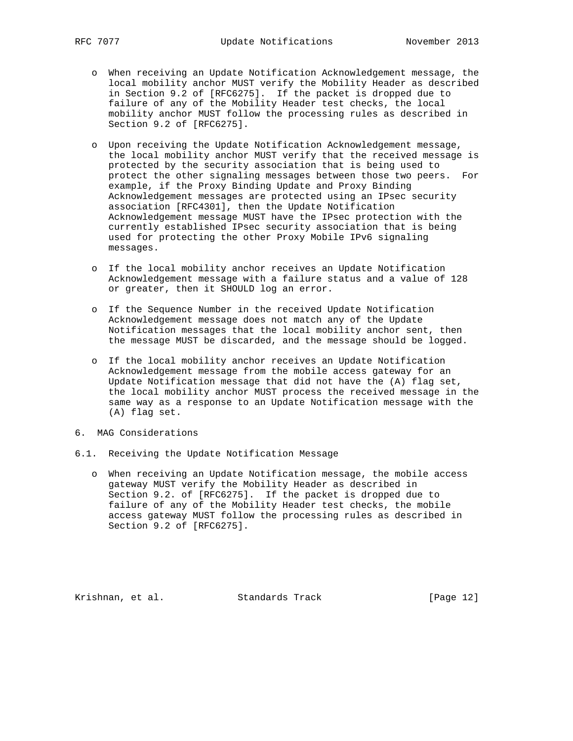- When receiving an Update Notification Acknowledgement message, the local mobility anchor MUST verify the Mobility Header as described in Section 9.2 of [RFC6275]. If the packet is dropped due to failure of any of the Mobility Header test checks, the local mobility anchor MUST follow the processing rules as described in Section 9.2 of [RFC6275].

- Upon receiving the Update Notification Acknowledgement message, the local mobility anchor MUST verify that the received message is protected by the security association that is being used to protect the other signaling messages between those two peers. For example, if the Proxy Binding Update and Proxy Binding Acknowledgement messages are protected using an IPsec security association [RFC4301], then the Update Notification Acknowledgement message MUST have the IPsec protection with the currently established IPsec security association that is being used for protecting the other Proxy Mobile IPv6 signaling messages.

- If the local mobility anchor receives an Update Notification Acknowledgement message with a failure status and a value of 128 or greater, then it SHOULD log an error.

- If the Sequence Number in the received Update Notification Acknowledgement message does not match any of the Update Notification messages that the local mobility anchor sent, then the message MUST be discarded, and the message should be logged.

- If the local mobility anchor receives an Update Notification Acknowledgement message from the mobile access gateway for an Update Notification message that did not have the (A) flag set, the local mobility anchor MUST process the received message in the same way as a response to an Update Notification message with the (A) flag set.

## 6. MAG Considerations

### 6.1. Receiving the Update Notification Message

- When receiving an Update Notification message, the mobile access gateway MUST verify the Mobility Header as described in Section 9.2. of [RFC6275]. If the packet is dropped due to failure of any of the Mobility Header test checks, the mobile access gateway MUST follow the processing rules as described in Section 9.2 of [RFC6275].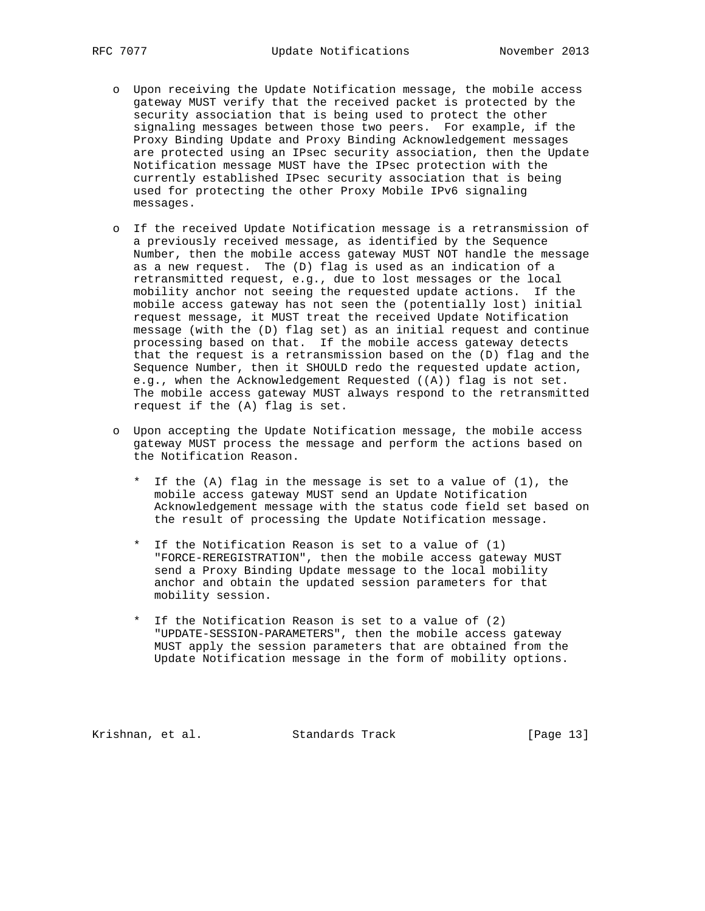- Upon receiving the Update Notification message, the mobile access gateway MUST verify that the received packet is protected by the security association that is being used to protect the other signaling messages between those two peers. For example, if the Proxy Binding Update and Proxy Binding Acknowledgement messages are protected using an IPsec security association, then the Update Notification message MUST have the IPsec protection with the currently established IPsec security association that is being used for protecting the other Proxy Mobile IPv6 signaling messages.

- If the received Update Notification message is a retransmission of a previously received message, as identified by the Sequence Number, then the mobile access gateway MUST NOT handle the message as a new request. The (D) flag is used as an indication of a retransmitted request, e.g., due to lost messages or the local mobility anchor not seeing the requested update actions. If the mobile access gateway has not seen the (potentially lost) initial request message, it MUST treat the received Update Notification message (with the (D) flag set) as an initial request and continue processing based on that. If the mobile access gateway detects that the request is a retransmission based on the (D) flag and the Sequence Number, then it SHOULD redo the requested update action, e.g., when the Acknowledgement Requested ((A)) flag is not set. The mobile access gateway MUST always respond to the retransmitted request if the (A) flag is set.

- Upon accepting the Update Notification message, the mobile access gateway MUST process the message and perform the actions based on the Notification Reason.

  * If the (A) flag in the message is set to a value of (1), the mobile access gateway MUST send an Update Notification Acknowledgement message with the status code field set based on the result of processing the Update Notification message.

  * If the Notification Reason is set to a value of (1) "FORCE-REREGISTRATION", then the mobile access gateway MUST send a Proxy Binding Update message to the local mobility anchor and obtain the updated session parameters for that mobility session.

  * If the Notification Reason is set to a value of (2) "UPDATE-SESSION-PARAMETERS", then the mobile access gateway MUST apply the session parameters that are obtained from the Update Notification message in the form of mobility options.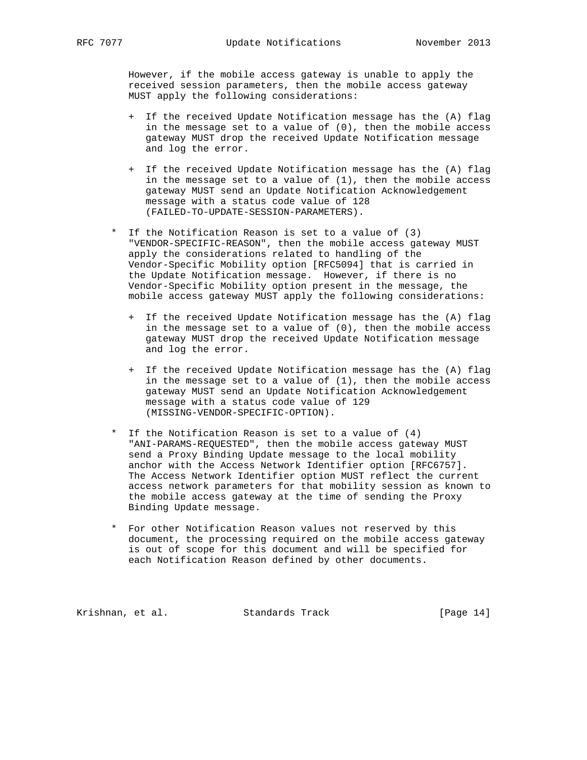However, if the mobile access gateway is unable to apply the received session parameters, then the mobile access gateway MUST apply the following considerations:

  + If the received Update Notification message has the (A) flag in the message set to a value of (0), then the mobile access gateway MUST drop the received Update Notification message and log the error.

  + If the received Update Notification message has the (A) flag in the message set to a value of (1), then the mobile access gateway MUST send an Update Notification Acknowledgement message with a status code value of 128 (FAILED-TO-UPDATE-SESSION-PARAMETERS).

* If the Notification Reason is set to a value of (3) "VENDOR-SPECIFIC-REASON", then the mobile access gateway MUST apply the considerations related to handling of the Vendor-Specific Mobility option [RFC5094] that is carried in the Update Notification message. However, if there is no Vendor-Specific Mobility option present in the message, the mobile access gateway MUST apply the following considerations:

  + If the received Update Notification message has the (A) flag in the message set to a value of (0), then the mobile access gateway MUST drop the received Update Notification message and log the error.

  + If the received Update Notification message has the (A) flag in the message set to a value of (1), then the mobile access gateway MUST send an Update Notification Acknowledgement message with a status code value of 129 (MISSING-VENDOR-SPECIFIC-OPTION).

* If the Notification Reason is set to a value of (4) "ANI-PARAMS-REQUESTED", then the mobile access gateway MUST send a Proxy Binding Update message to the local mobility anchor with the Access Network Identifier option [RFC6757]. The Access Network Identifier option MUST reflect the current access network parameters for that mobility session as known to the mobile access gateway at the time of sending the Proxy Binding Update message.

* For other Notification Reason values not reserved by this document, the processing required on the mobile access gateway is out of scope for this document and will be specified for each Notification Reason defined by other documents.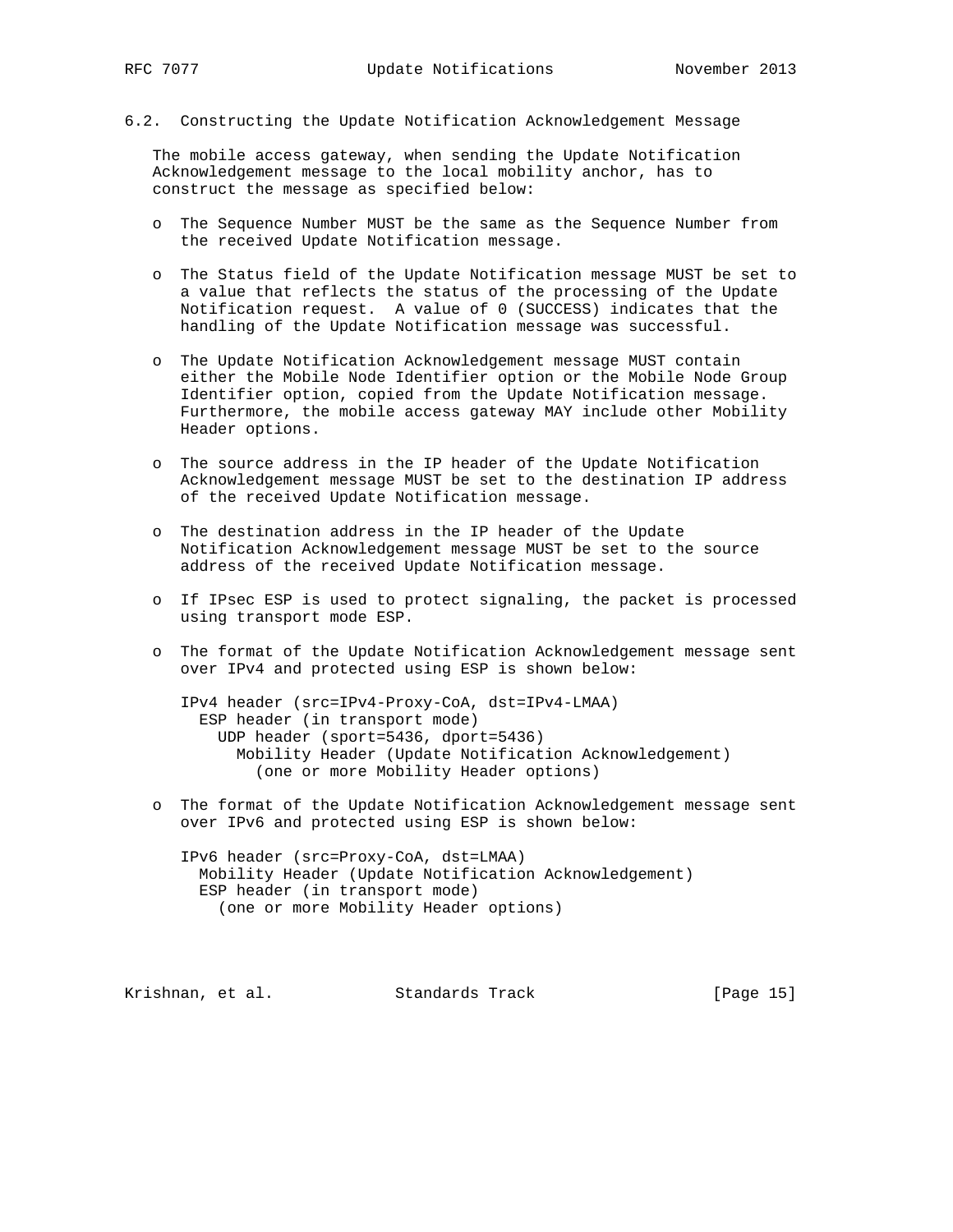## 6.2. Constructing the Update Notification Acknowledgement Message

The mobile access gateway, when sending the Update Notification Acknowledgement message to the local mobility anchor, has to construct the message as specified below:

- The Sequence Number MUST be the same as the Sequence Number from the received Update Notification message.

- The Status field of the Update Notification message MUST be set to a value that reflects the status of the processing of the Update Notification request. A value of 0 (SUCCESS) indicates that the handling of the Update Notification message was successful.

- The Update Notification Acknowledgement message MUST contain either the Mobile Node Identifier option or the Mobile Node Group Identifier option, copied from the Update Notification message. Furthermore, the mobile access gateway MAY include other Mobility Header options.

- The source address in the IP header of the Update Notification Acknowledgement message MUST be set to the destination IP address of the received Update Notification message.

- The destination address in the IP header of the Update Notification Acknowledgement message MUST be set to the source address of the received Update Notification message.

- If IPsec ESP is used to protect signaling, the packet is processed using transport mode ESP.

- The format of the Update Notification Acknowledgement message sent over IPv4 and protected using ESP is shown below:

```
IPv4 header (src=IPv4-Proxy-CoA, dst=IPv4-LMAA)
  ESP header (in transport mode)
    UDP header (sport=5436, dport=5436)
      Mobility Header (Update Notification Acknowledgement)
        (one or more Mobility Header options)
```

- The format of the Update Notification Acknowledgement message sent over IPv6 and protected using ESP is shown below:

```
IPv6 header (src=Proxy-CoA, dst=LMAA)
  Mobility Header (Update Notification Acknowledgement)
  ESP header (in transport mode)
    (one or more Mobility Header options)
```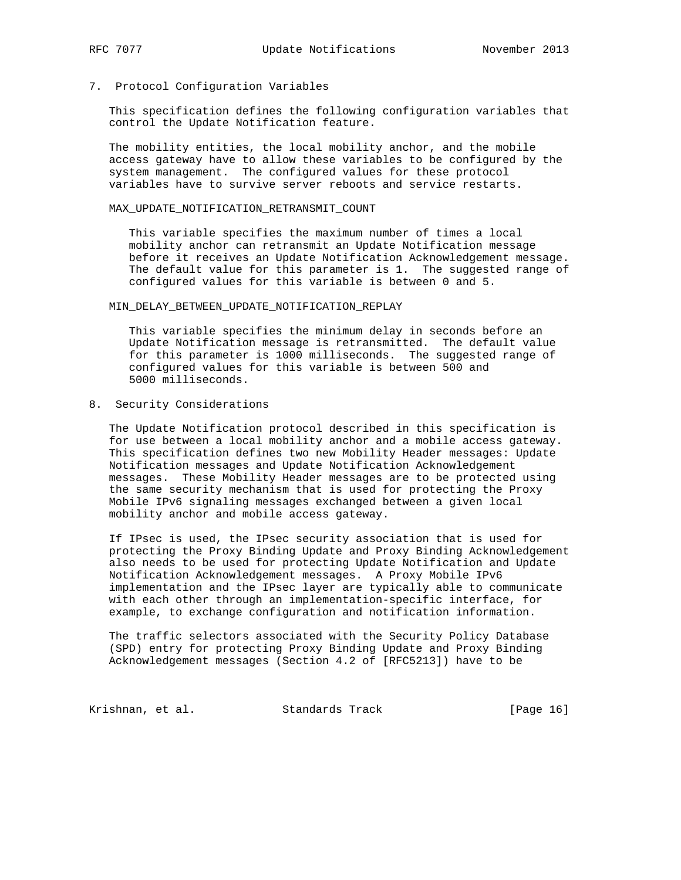## 7. Protocol Configuration Variables

This specification defines the following configuration variables that control the Update Notification feature.

The mobility entities, the local mobility anchor, and the mobile access gateway have to allow these variables to be configured by the system management. The configured values for these protocol variables have to survive server reboots and service restarts.

MAX_UPDATE_NOTIFICATION_RETRANSMIT_COUNT

This variable specifies the maximum number of times a local mobility anchor can retransmit an Update Notification message before it receives an Update Notification Acknowledgement message. The default value for this parameter is 1. The suggested range of configured values for this variable is between 0 and 5.

MIN_DELAY_BETWEEN_UPDATE_NOTIFICATION_REPLAY

This variable specifies the minimum delay in seconds before an Update Notification message is retransmitted. The default value for this parameter is 1000 milliseconds. The suggested range of configured values for this variable is between 500 and 5000 milliseconds.

## 8. Security Considerations

The Update Notification protocol described in this specification is for use between a local mobility anchor and a mobile access gateway. This specification defines two new Mobility Header messages: Update Notification messages and Update Notification Acknowledgement messages. These Mobility Header messages are to be protected using the same security mechanism that is used for protecting the Proxy Mobile IPv6 signaling messages exchanged between a given local mobility anchor and mobile access gateway.

If IPsec is used, the IPsec security association that is used for protecting the Proxy Binding Update and Proxy Binding Acknowledgement also needs to be used for protecting Update Notification and Update Notification Acknowledgement messages. A Proxy Mobile IPv6 implementation and the IPsec layer are typically able to communicate with each other through an implementation-specific interface, for example, to exchange configuration and notification information.

The traffic selectors associated with the Security Policy Database (SPD) entry for protecting Proxy Binding Update and Proxy Binding Acknowledgement messages (Section 4.2 of [RFC5213]) have to be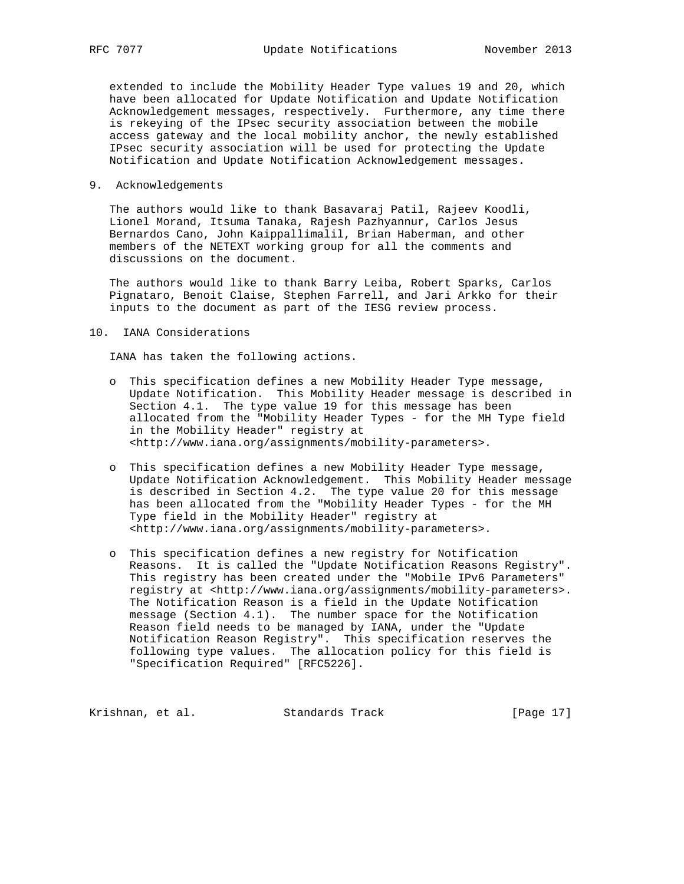extended to include the Mobility Header Type values 19 and 20, which have been allocated for Update Notification and Update Notification Acknowledgement messages, respectively. Furthermore, any time there is rekeying of the IPsec security association between the mobile access gateway and the local mobility anchor, the newly established IPsec security association will be used for protecting the Update Notification and Update Notification Acknowledgement messages.

## 9. Acknowledgements

The authors would like to thank Basavaraj Patil, Rajeev Koodli, Lionel Morand, Itsuma Tanaka, Rajesh Pazhyannur, Carlos Jesus Bernardos Cano, John Kaippallimalil, Brian Haberman, and other members of the NETEXT working group for all the comments and discussions on the document.

The authors would like to thank Barry Leiba, Robert Sparks, Carlos Pignataro, Benoit Claise, Stephen Farrell, and Jari Arkko for their inputs to the document as part of the IESG review process.

## 10. IANA Considerations

IANA has taken the following actions.

- This specification defines a new Mobility Header Type message, Update Notification. This Mobility Header message is described in Section 4.1. The type value 19 for this message has been allocated from the "Mobility Header Types - for the MH Type field in the Mobility Header" registry at <http://www.iana.org/assignments/mobility-parameters>.

- This specification defines a new Mobility Header Type message, Update Notification Acknowledgement. This Mobility Header message is described in Section 4.2. The type value 20 for this message has been allocated from the "Mobility Header Types - for the MH Type field in the Mobility Header" registry at <http://www.iana.org/assignments/mobility-parameters>.

- This specification defines a new registry for Notification Reasons. It is called the "Update Notification Reasons Registry". This registry has been created under the "Mobile IPv6 Parameters" registry at <http://www.iana.org/assignments/mobility-parameters>. The Notification Reason is a field in the Update Notification message (Section 4.1). The number space for the Notification Reason field needs to be managed by IANA, under the "Update Notification Reason Registry". This specification reserves the following type values. The allocation policy for this field is "Specification Required" [RFC5226].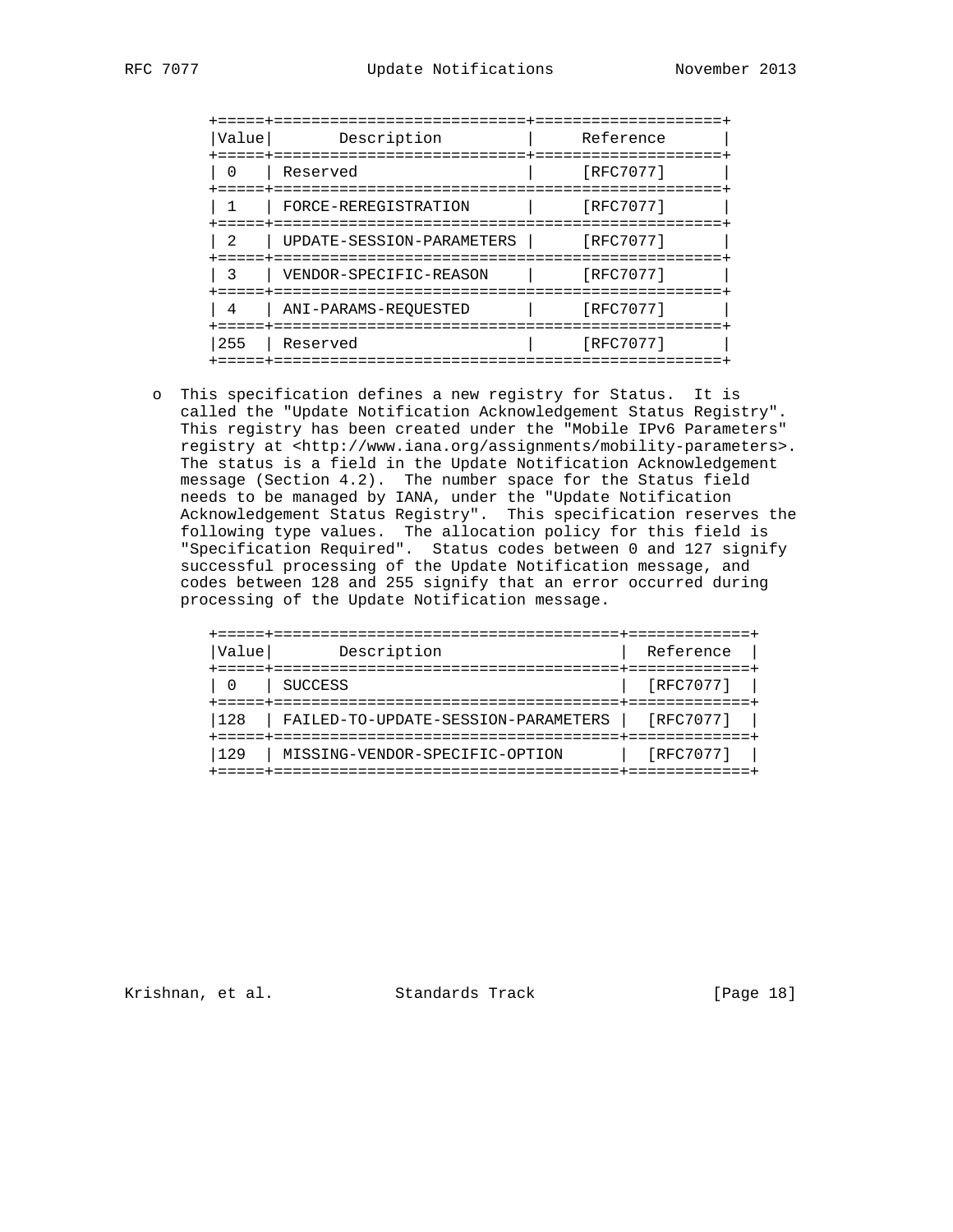| Value | Description | Reference |
|---|---|---|
| 0 | Reserved | [RFC7077] |
| 1 | FORCE-REREGISTRATION | [RFC7077] |
| 2 | UPDATE-SESSION-PARAMETERS | [RFC7077] |
| 3 | VENDOR-SPECIFIC-REASON | [RFC7077] |
| 4 | ANI-PARAMS-REQUESTED | [RFC7077] |
| 255 | Reserved | [RFC7077] |

- This specification defines a new registry for Status. It is called the "Update Notification Acknowledgement Status Registry". This registry has been created under the "Mobile IPv6 Parameters" registry at <http://www.iana.org/assignments/mobility-parameters>. The status is a field in the Update Notification Acknowledgement message (Section 4.2). The number space for the Status field needs to be managed by IANA, under the "Update Notification Acknowledgement Status Registry". This specification reserves the following type values. The allocation policy for this field is "Specification Required". Status codes between 0 and 127 signify successful processing of the Update Notification message, and codes between 128 and 255 signify that an error occurred during processing of the Update Notification message.

| Value | Description | Reference |
|---|---|---|
| 0 | SUCCESS | [RFC7077] |
| 128 | FAILED-TO-UPDATE-SESSION-PARAMETERS | [RFC7077] |
| 129 | MISSING-VENDOR-SPECIFIC-OPTION | [RFC7077] |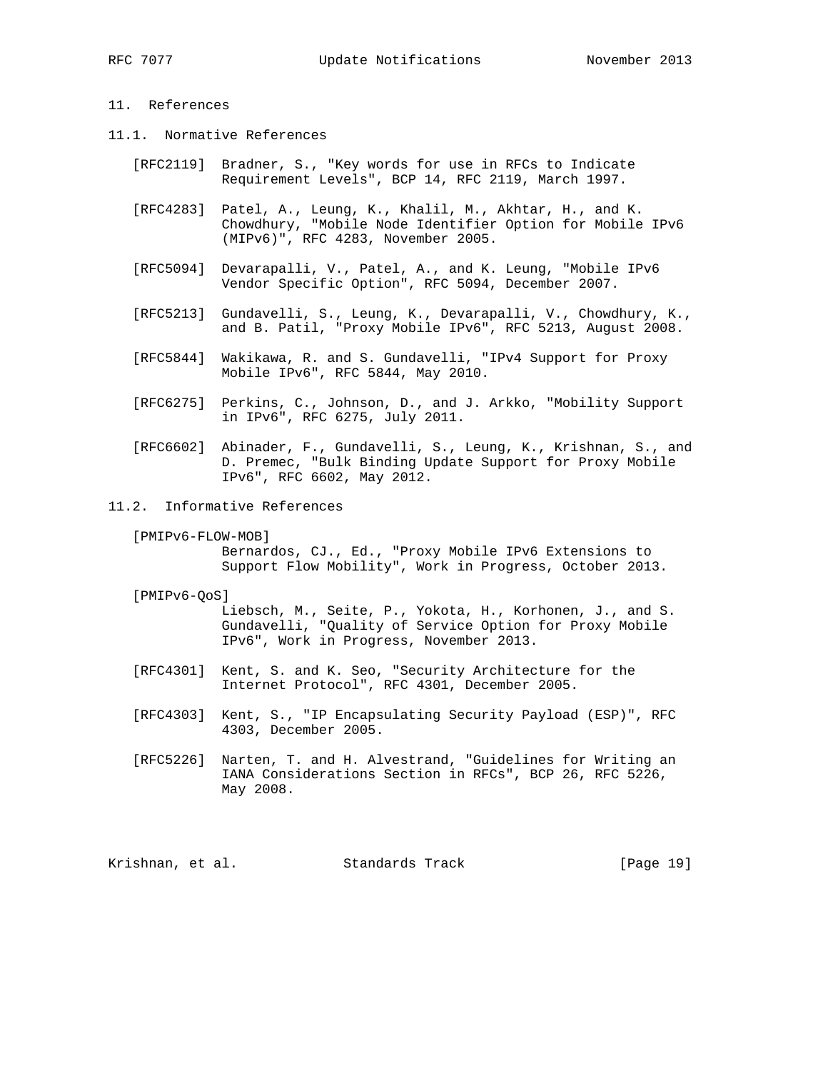## 11. References

### 11.1. Normative References

[RFC2119] Bradner, S., "Key words for use in RFCs to Indicate Requirement Levels", BCP 14, RFC 2119, March 1997.

[RFC4283] Patel, A., Leung, K., Khalil, M., Akhtar, H., and K. Chowdhury, "Mobile Node Identifier Option for Mobile IPv6 (MIPv6)", RFC 4283, November 2005.

[RFC5094] Devarapalli, V., Patel, A., and K. Leung, "Mobile IPv6 Vendor Specific Option", RFC 5094, December 2007.

[RFC5213] Gundavelli, S., Leung, K., Devarapalli, V., Chowdhury, K., and B. Patil, "Proxy Mobile IPv6", RFC 5213, August 2008.

[RFC5844] Wakikawa, R. and S. Gundavelli, "IPv4 Support for Proxy Mobile IPv6", RFC 5844, May 2010.

[RFC6275] Perkins, C., Johnson, D., and J. Arkko, "Mobility Support in IPv6", RFC 6275, July 2011.

[RFC6602] Abinader, F., Gundavelli, S., Leung, K., Krishnan, S., and D. Premec, "Bulk Binding Update Support for Proxy Mobile IPv6", RFC 6602, May 2012.

### 11.2. Informative References

[PMIPv6-FLOW-MOB] Bernardos, CJ., Ed., "Proxy Mobile IPv6 Extensions to Support Flow Mobility", Work in Progress, October 2013.

[PMIPv6-QoS] Liebsch, M., Seite, P., Yokota, H., Korhonen, J., and S. Gundavelli, "Quality of Service Option for Proxy Mobile IPv6", Work in Progress, November 2013.

[RFC4301] Kent, S. and K. Seo, "Security Architecture for the Internet Protocol", RFC 4301, December 2005.

[RFC4303] Kent, S., "IP Encapsulating Security Payload (ESP)", RFC 4303, December 2005.

[RFC5226] Narten, T. and H. Alvestrand, "Guidelines for Writing an IANA Considerations Section in RFCs", BCP 26, RFC 5226, May 2008.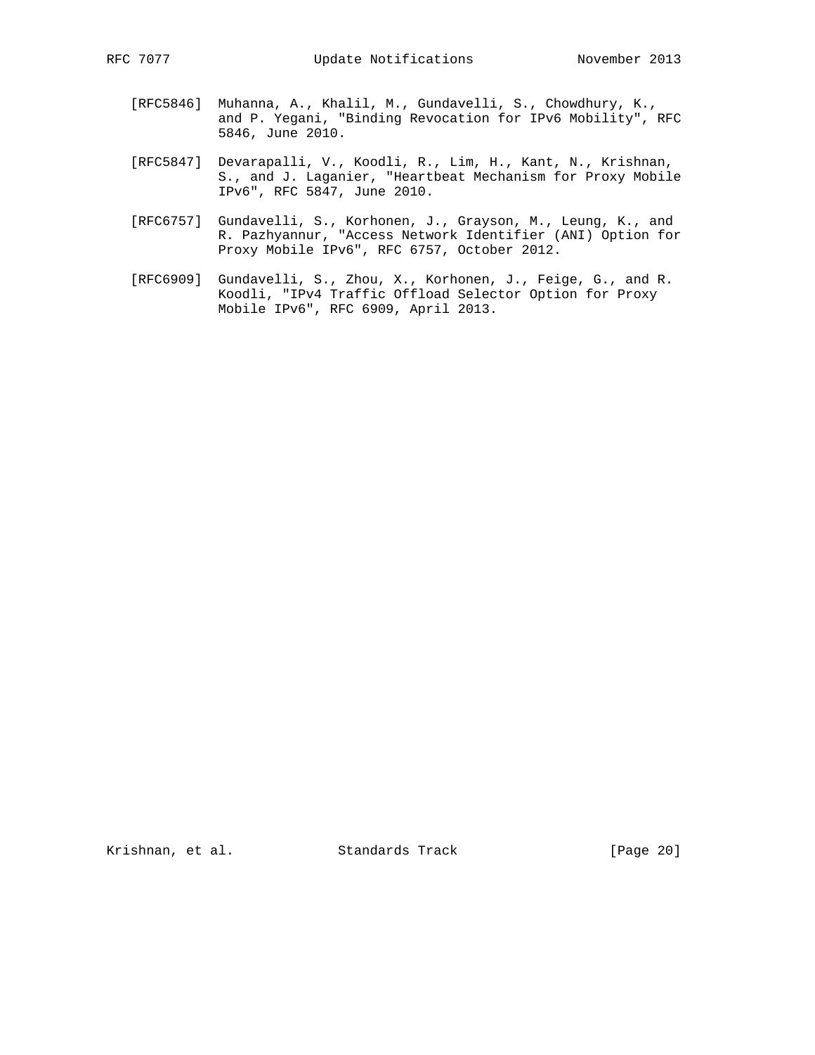[RFC5846] Muhanna, A., Khalil, M., Gundavelli, S., Chowdhury, K., and P. Yegani, "Binding Revocation for IPv6 Mobility", RFC 5846, June 2010.

[RFC5847] Devarapalli, V., Koodli, R., Lim, H., Kant, N., Krishnan, S., and J. Laganier, "Heartbeat Mechanism for Proxy Mobile IPv6", RFC 5847, June 2010.

[RFC6757] Gundavelli, S., Korhonen, J., Grayson, M., Leung, K., and R. Pazhyannur, "Access Network Identifier (ANI) Option for Proxy Mobile IPv6", RFC 6757, October 2012.

[RFC6909] Gundavelli, S., Zhou, X., Korhonen, J., Feige, G., and R. Koodli, "IPv4 Traffic Offload Selector Option for Proxy Mobile IPv6", RFC 6909, April 2013.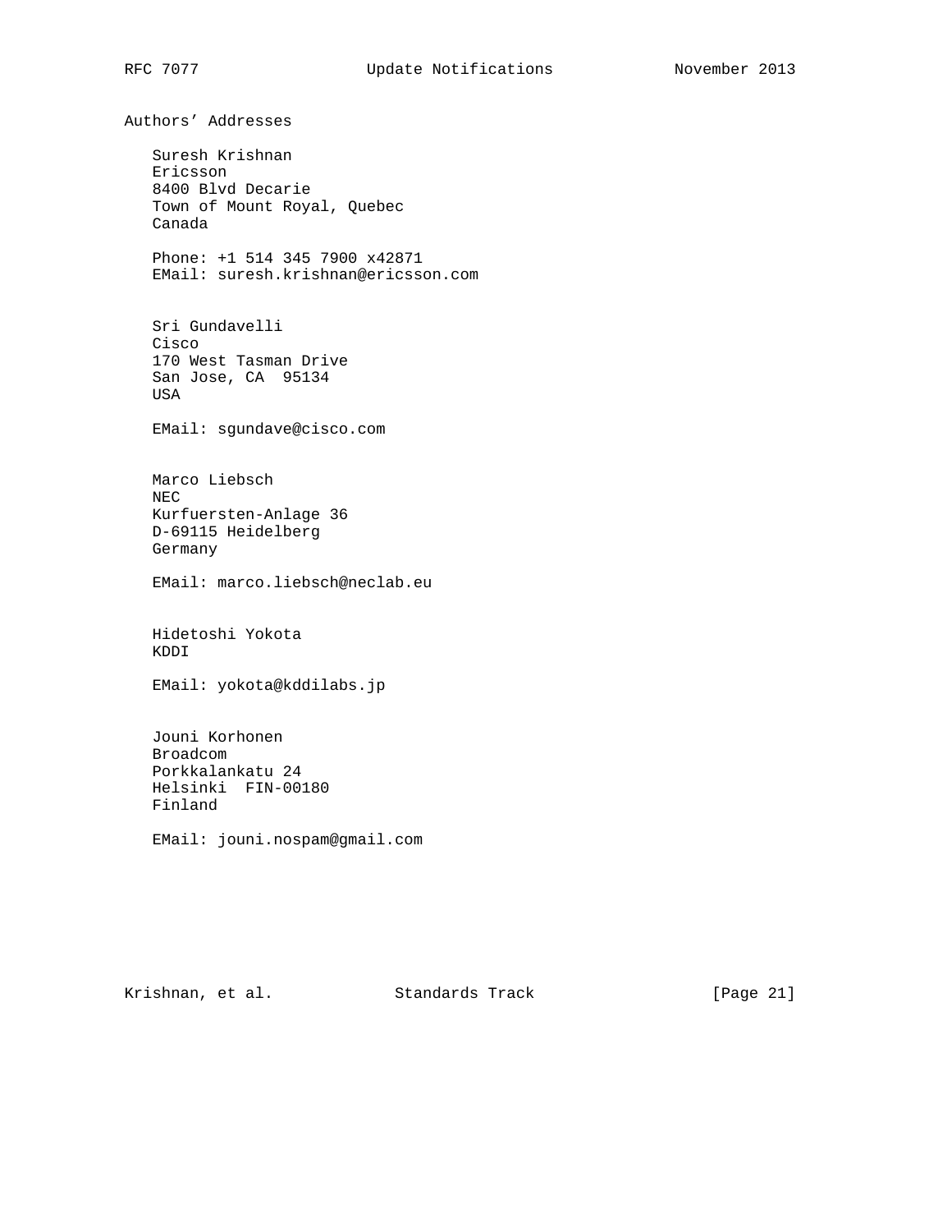## Authors' Addresses

Suresh Krishnan
Ericsson
8400 Blvd Decarie
Town of Mount Royal, Quebec
Canada

Phone: +1 514 345 7900 x42871
EMail: suresh.krishnan@ericsson.com

Sri Gundavelli
Cisco
170 West Tasman Drive
San Jose, CA  95134
USA

EMail: sgundave@cisco.com

Marco Liebsch
NEC
Kurfuersten-Anlage 36
D-69115 Heidelberg
Germany

EMail: marco.liebsch@neclab.eu

Hidetoshi Yokota
KDDI

EMail: yokota@kddilabs.jp

Jouni Korhonen
Broadcom
Porkkalankatu 24
Helsinki  FIN-00180
Finland

EMail: jouni.nospam@gmail.com